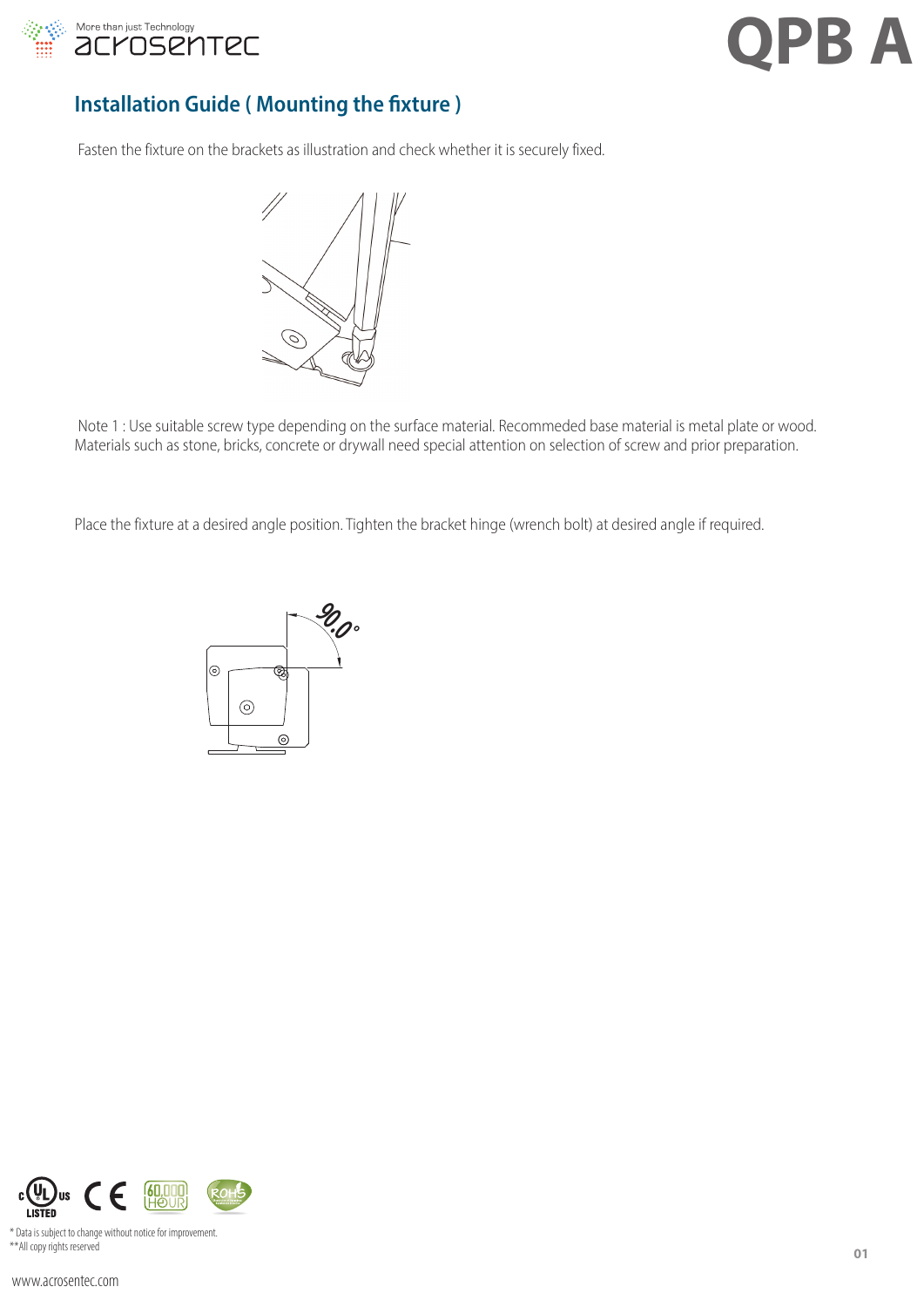# QPB A

## Installation Guide ( Mounting the fixture )

Fasten the fixture on the brackets as illustration and check whether it is securely fixed.

Note 1 : Use suitable screw type depending on the surface material. Recommeded base material is metal plate or wood. Materials such as stone, bricks, concrete or drywall need special attention on selection of screw and prior preparation.

Place the fixture at a desired angle position. Tighten the bracket hinge (wrench bolt) at desired angle if required.

90.0°

\* Data is subject to change without notice for improvement.
\*\*All copy rights reserved

www.acrosentec.com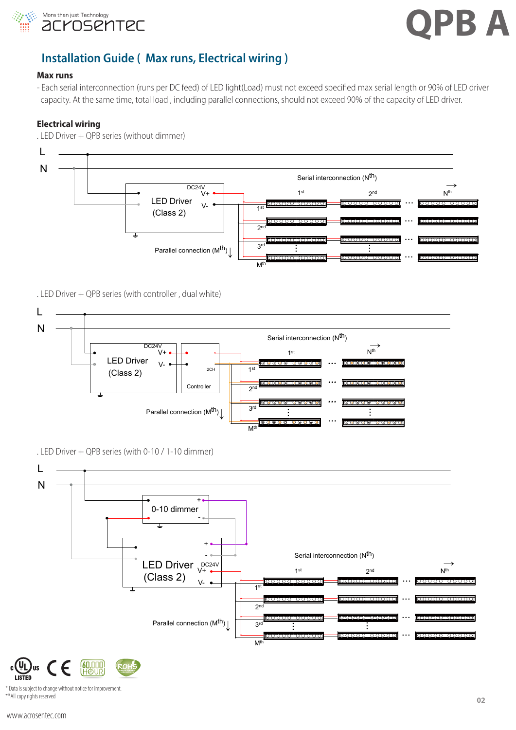## Installation Guide ( Max runs, Electrical wiring )

### Max runs

- Each serial interconnection (runs per DC feed) of LED light(Load) must not exceed specified max serial length or 90% of LED driver capacity. At the same time, total load , including parallel connections, should not exceed 90% of the capacity of LED driver.

### Electrical wiring

. LED Driver + QPB series (without dimmer)

L
N
DC24V
V+
V-
LED Driver
(Class 2)
Serial interconnection (Nth)
1st
2nd
Nth
1st
2nd
3rd
Mth
Parallel connection (Mth)

. LED Driver + QPB series (with controller , dual white)

L
N
DC24V
V+
V-
LED Driver
(Class 2)
2CH
Controller
Serial interconnection (Nth)
1st
Nth
1st
2nd
3rd
Mth
Parallel connection (Mth)

. LED Driver + QPB series (with 0-10 / 1-10 dimmer)

L
N
0-10 dimmer
+
-
+
-
LED Driver
(Class 2)
DC24V
V+
V-
Serial interconnection (Nth)
1st
2nd
Nth
1st
2nd
3rd
Mth
Parallel connection (Mth)

* Data is subject to change without notice for improvement.
**All copy rights reserved

www.acrosentec.com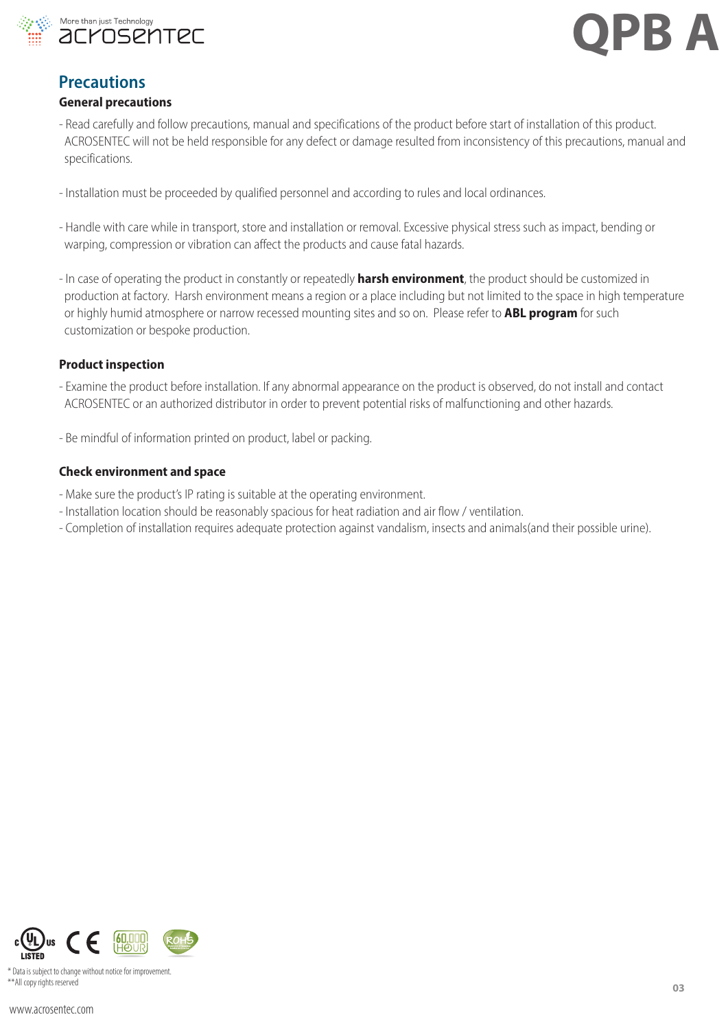## Precautions

### General precautions

- Read carefully and follow precautions, manual and specifications of the product before start of installation of this product. ACROSENTEC will not be held responsible for any defect or damage resulted from inconsistency of this precautions, manual and specifications.

- Installation must be proceeded by qualified personnel and according to rules and local ordinances.

- Handle with care while in transport, store and installation or removal. Excessive physical stress such as impact, bending or warping, compression or vibration can affect the products and cause fatal hazards.

- In case of operating the product in constantly or repeatedly **harsh environment**, the product should be customized in production at factory. Harsh environment means a region or a place including but not limited to the space in high temperature or highly humid atmosphere or narrow recessed mounting sites and so on. Please refer to **ABL program** for such customization or bespoke production.

### Product inspection

- Examine the product before installation. If any abnormal appearance on the product is observed, do not install and contact ACROSENTEC or an authorized distributor in order to prevent potential risks of malfunctioning and other hazards.

- Be mindful of information printed on product, label or packing.

### Check environment and space

- Make sure the product's IP rating is suitable at the operating environment.
- Installation location should be reasonably spacious for heat radiation and air flow / ventilation.
- Completion of installation requires adequate protection against vandalism, insects and animals(and their possible urine).

* Data is subject to change without notice for improvement.
**All copy rights reserved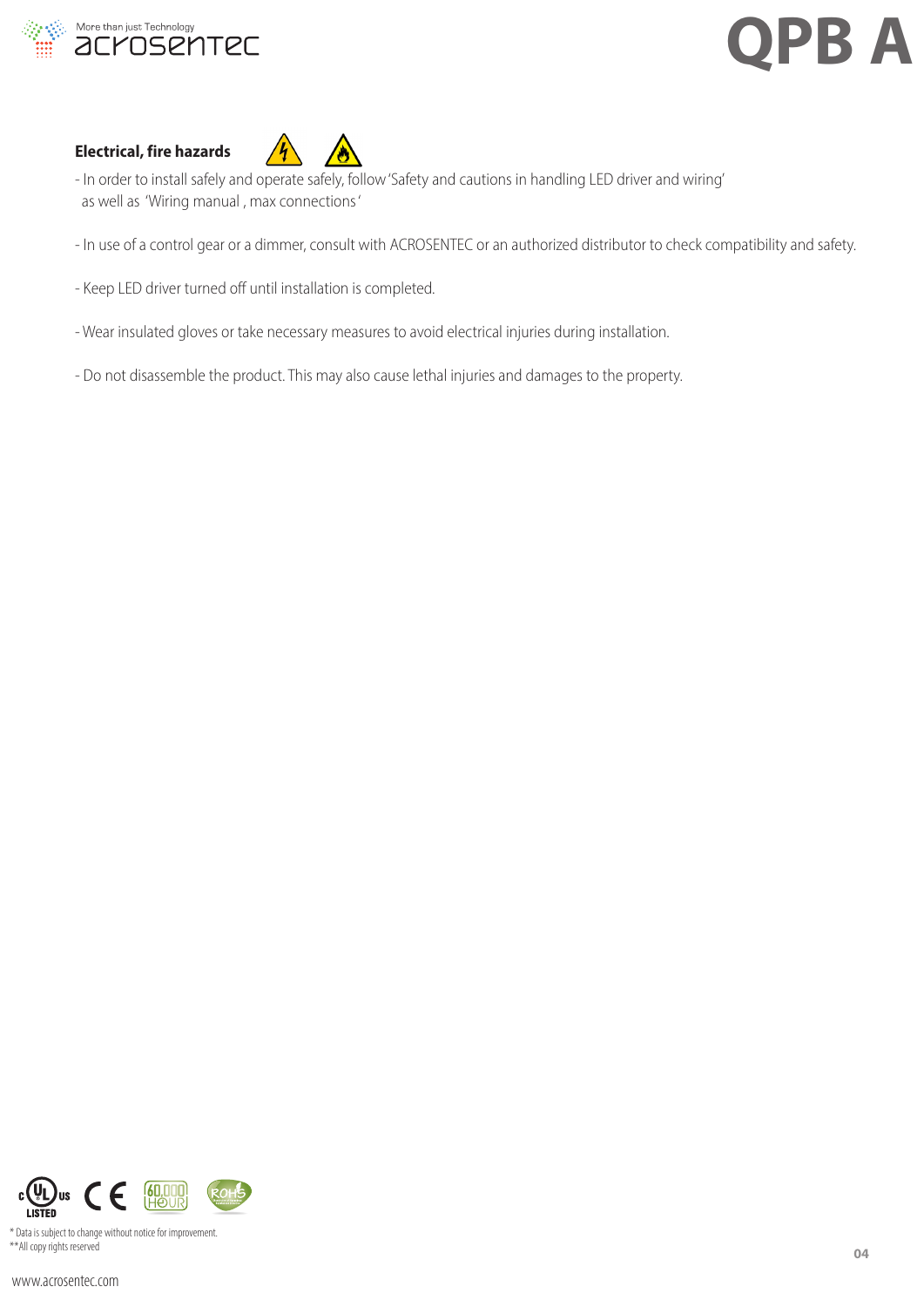**Electrical, fire hazards**

- In order to install safely and operate safely, follow 'Safety and cautions in handling LED driver and wiring' as well as 'Wiring manual , max connections '

- In use of a control gear or a dimmer, consult with ACROSENTEC or an authorized distributor to check compatibility and safety.

- Keep LED driver turned off until installation is completed.

- Wear insulated gloves or take necessary measures to avoid electrical injuries during installation.

- Do not disassemble the product. This may also cause lethal injuries and damages to the property.

\* Data is subject to change without notice for improvement.
\*\*All copy rights reserved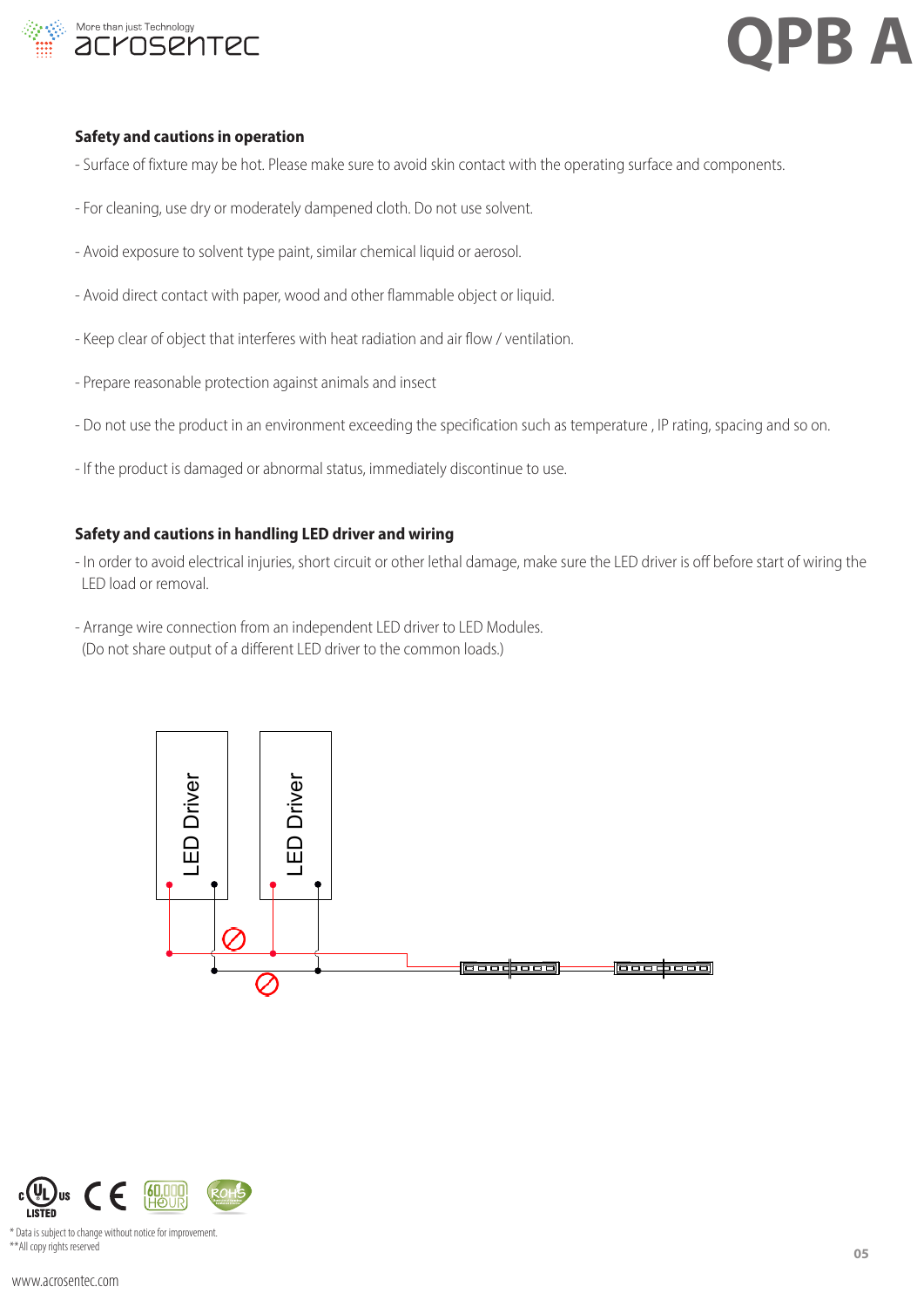## Safety and cautions in operation

- Surface of fixture may be hot. Please make sure to avoid skin contact with the operating surface and components.

- For cleaning, use dry or moderately dampened cloth. Do not use solvent.

- Avoid exposure to solvent type paint, similar chemical liquid or aerosol.

- Avoid direct contact with paper, wood and other flammable object or liquid.

- Keep clear of object that interferes with heat radiation and air flow / ventilation.

- Prepare reasonable protection against animals and insect

- Do not use the product in an environment exceeding the specification such as temperature , IP rating, spacing and so on.

- If the product is damaged or abnormal status, immediately discontinue to use.

## Safety and cautions in handling LED driver and wiring

- In order to avoid electrical injuries, short circuit or other lethal damage, make sure the LED driver is off before start of wiring the LED load or removal.

- Arrange wire connection from an independent LED driver to LED Modules.
  (Do not share output of a different LED driver to the common loads.)

LED Driver

LED Driver

* Data is subject to change without notice for improvement.
**All copy rights reserved

www.acrosentec.com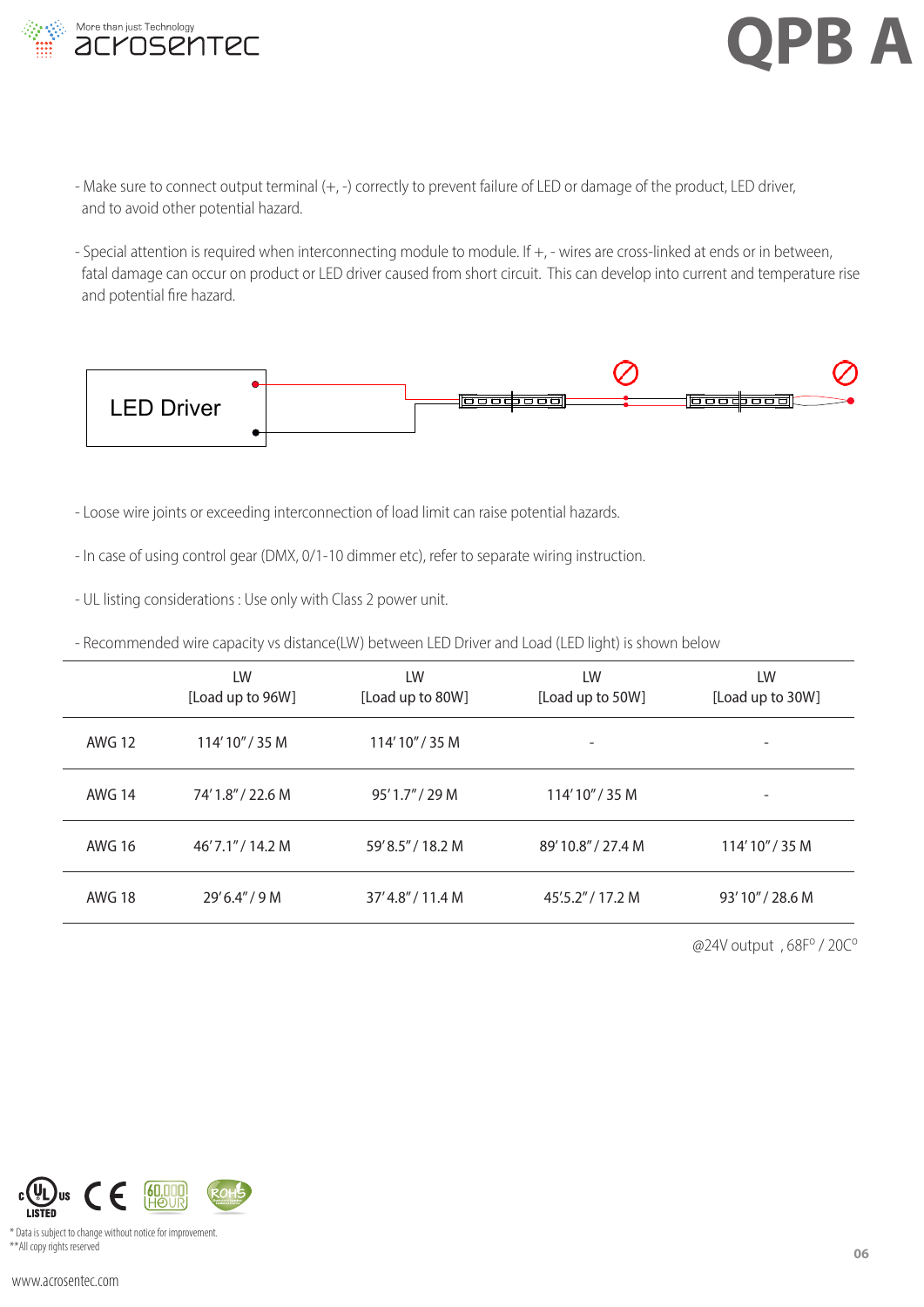- Make sure to connect output terminal (+, -) correctly to prevent failure of LED or damage of the product, LED driver, and to avoid other potential hazard.

- Special attention is required when interconnecting module to module. If +, - wires are cross-linked at ends or in between, fatal damage can occur on product or LED driver caused from short circuit. This can develop into current and temperature rise and potential fire hazard.

LED Driver

- Loose wire joints or exceeding interconnection of load limit can raise potential hazards.

- In case of using control gear (DMX, 0/1-10 dimmer etc), refer to separate wiring instruction.

- UL listing considerations : Use only with Class 2 power unit.

- Recommended wire capacity vs distance(LW) between LED Driver and Load (LED light) is shown below

| | LW [Load up to 96W] | LW [Load up to 80W] | LW [Load up to 50W] | LW [Load up to 30W] |
|---|---|---|---|---|
| AWG 12 | 114' 10" / 35 M | 114' 10" / 35 M | - | - |
| AWG 14 | 74' 1.8" / 22.6 M | 95' 1.7" / 29 M | 114' 10" / 35 M | - |
| AWG 16 | 46' 7.1" / 14.2 M | 59' 8.5" / 18.2 M | 89' 10.8" / 27.4 M | 114' 10" / 35 M |
| AWG 18 | 29' 6.4" / 9 M | 37' 4.8" / 11.4 M | 45'.5.2" / 17.2 M | 93' 10" / 28.6 M |

@24V output , 68F° / 20C°

* Data is subject to change without notice for improvement.
**All copy rights reserved

www.acrosentec.com